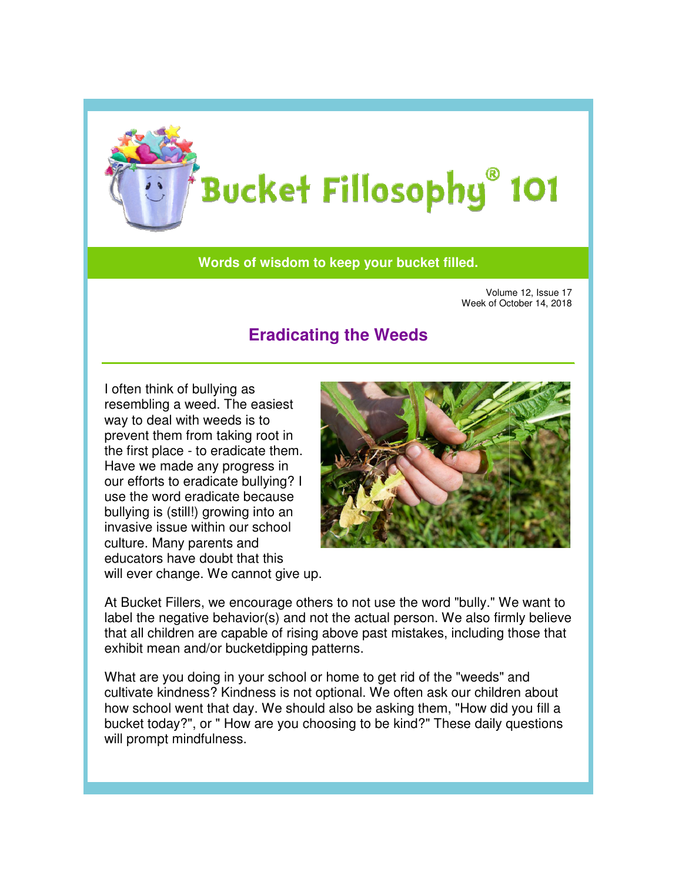# Bucket Fillosophy® 101

**Words of wisdom to keep your bucket filled.**

Volume 12, Issue 17
Week of October 14, 2018

## Eradicating the Weeds

I often think of bullying as resembling a weed. The easiest way to deal with weeds is to prevent them from taking root in the first place - to eradicate them. Have we made any progress in our efforts to eradicate bullying? I use the word eradicate because bullying is (still!) growing into an invasive issue within our school culture. Many parents and educators have doubt that this will ever change. We cannot give up.

At Bucket Fillers, we encourage others to not use the word "bully." We want to label the negative behavior(s) and not the actual person. We also firmly believe that all children are capable of rising above past mistakes, including those that exhibit mean and/or bucketdipping patterns.

What are you doing in your school or home to get rid of the "weeds" and cultivate kindness? Kindness is not optional. We often ask our children about how school went that day. We should also be asking them, "How did you fill a bucket today?", or " How are you choosing to be kind?" These daily questions will prompt mindfulness.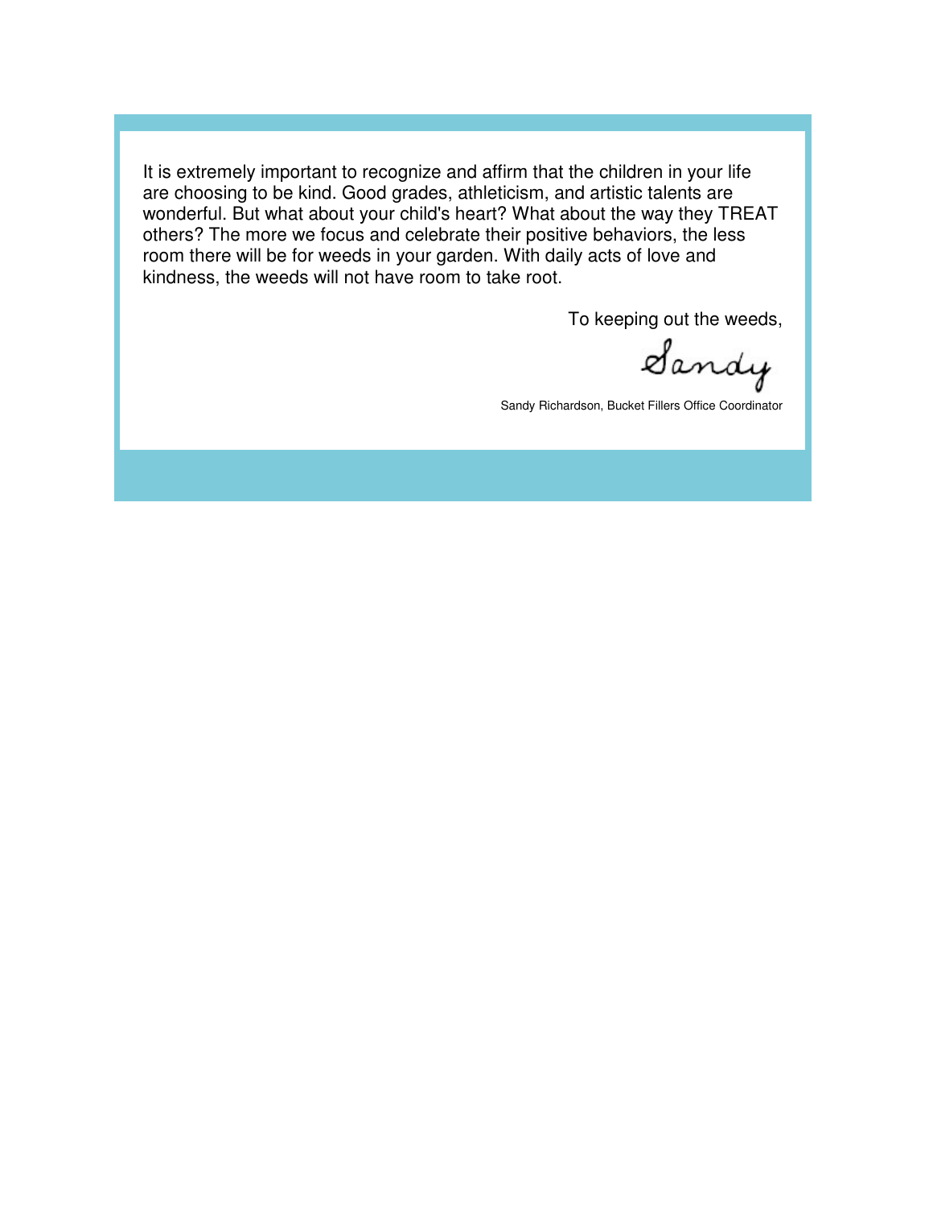It is extremely important to recognize and affirm that the children in your life are choosing to be kind. Good grades, athleticism, and artistic talents are wonderful. But what about your child's heart? What about the way they TREAT others? The more we focus and celebrate their positive behaviors, the less room there will be for weeds in your garden. With daily acts of love and kindness, the weeds will not have room to take root.

To keeping out the weeds,

Sandy

Sandy Richardson, Bucket Fillers Office Coordinator